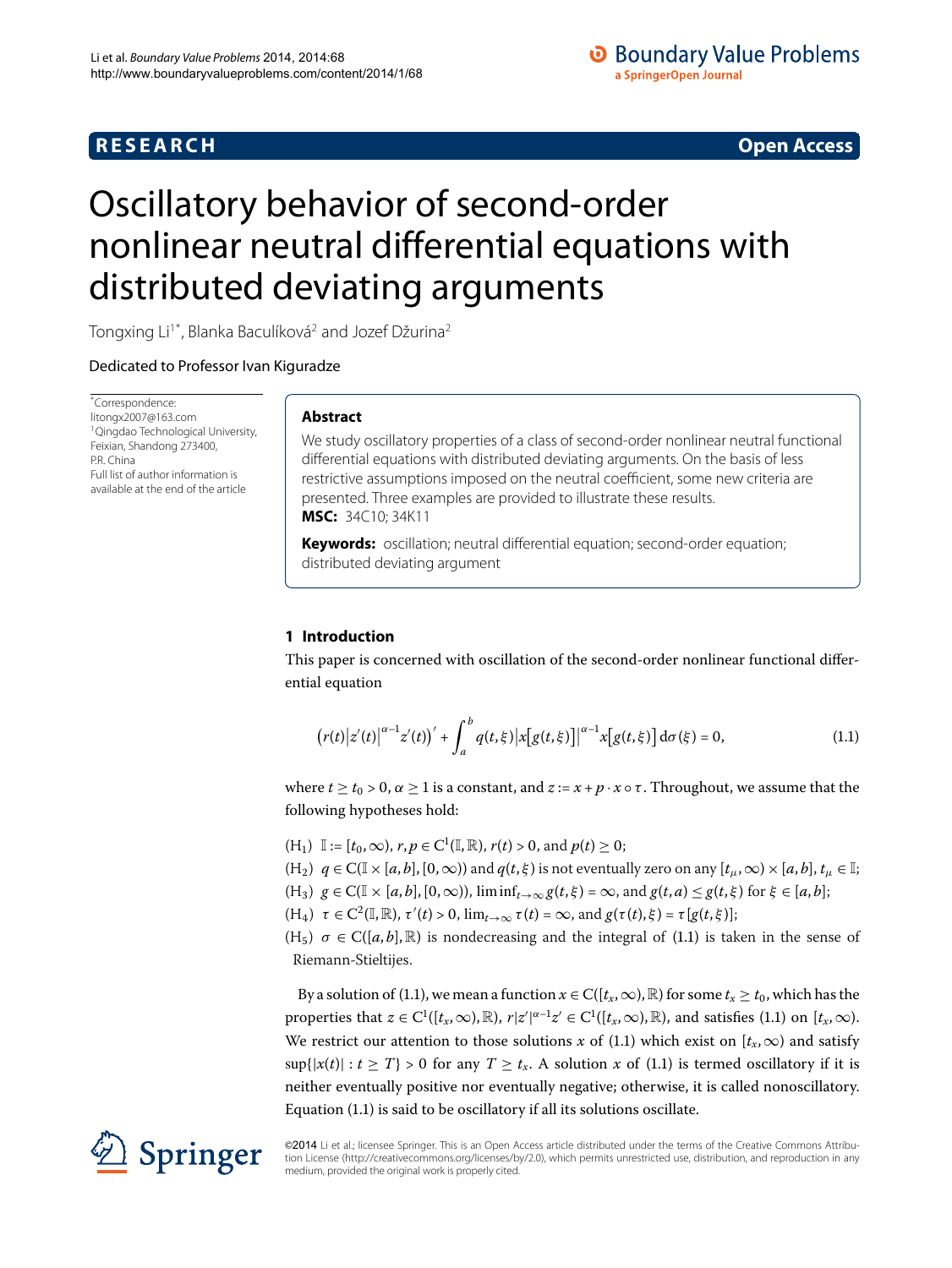RESEARCH

Open Access

# Oscillatory behavior of second-order nonlinear neutral differential equations with distributed deviating arguments

Tongxing Li[1*], Blanka Baculíková[2] and Jozef Džurina[2]

Dedicated to Professor Ivan Kiguradze

*Correspondence: litongx2007@163.com
[1]Qingdao Technological University, Feixian, Shandong 273400, P.R. China
Full list of author information is available at the end of the article

## Abstract

We study oscillatory properties of a class of second-order nonlinear neutral functional differential equations with distributed deviating arguments. On the basis of less restrictive assumptions imposed on the neutral coefficient, some new criteria are presented. Three examples are provided to illustrate these results.

**MSC:** 34C10; 34K11

**Keywords:** oscillation; neutral differential equation; second-order equation; distributed deviating argument

## 1 Introduction

This paper is concerned with oscillation of the second-order nonlinear functional differential equation

$$\left(r(t)\left|z'(t)\right|^{\alpha-1}z'(t)\right)' + \int_a^b q(t,\xi)\left|x\left[g(t,\xi)\right]\right|^{\alpha-1}x\left[g(t,\xi)\right]\,\mathrm{d}\sigma(\xi) = 0, \tag{1.1}$$

where $t \ge t_0 > 0$, $\alpha \ge 1$ is a constant, and $z := x + p \cdot x \circ \tau$. Throughout, we assume that the following hypotheses hold:

($H_1$) $\mathbb{I} := [t_0,\infty)$, $r,p \in C^1(\mathbb{I},\mathbb{R})$, $r(t) > 0$, and $p(t) \ge 0$;

($H_2$) $q \in C(\mathbb{I}\times[a,b],[0,\infty))$ and $q(t,\xi)$ is not eventually zero on any $[t_\mu,\infty)\times[a,b]$, $t_\mu \in \mathbb{I}$;

($H_3$) $g \in C(\mathbb{I}\times[a,b],[0,\infty))$, $\liminf_{t\to\infty} g(t,\xi) = \infty$, and $g(t,a) \le g(t,\xi)$ for $\xi \in [a,b]$;

($H_4$) $\tau \in C^2(\mathbb{I},\mathbb{R})$, $\tau'(t) > 0$, $\lim_{t\to\infty}\tau(t) = \infty$, and $g(\tau(t),\xi) = \tau[g(t,\xi)]$;

($H_5$) $\sigma \in C([a,b],\mathbb{R})$ is nondecreasing and the integral of (1.1) is taken in the sense of Riemann-Stieltijes.

By a solution of (1.1), we mean a function $x \in C([t_x,\infty),\mathbb{R})$ for some $t_x \ge t_0$, which has the properties that $z \in C^1([t_x,\infty),\mathbb{R})$, $r|z'|^{\alpha-1}z' \in C^1([t_x,\infty),\mathbb{R})$, and satisfies (1.1) on $[t_x,\infty)$. We restrict our attention to those solutions $x$ of (1.1) which exist on $[t_x,\infty)$ and satisfy $\sup\{|x(t)| : t \ge T\} > 0$ for any $T \ge t_x$. A solution $x$ of (1.1) is termed oscillatory if it is neither eventually positive nor eventually negative; otherwise, it is called nonoscillatory. Equation (1.1) is said to be oscillatory if all its solutions oscillate.

©2014 Li et al.; licensee Springer. This is an Open Access article distributed under the terms of the Creative Commons Attribution License (http://creativecommons.org/licenses/by/2.0), which permits unrestricted use, distribution, and reproduction in any medium, provided the original work is properly cited.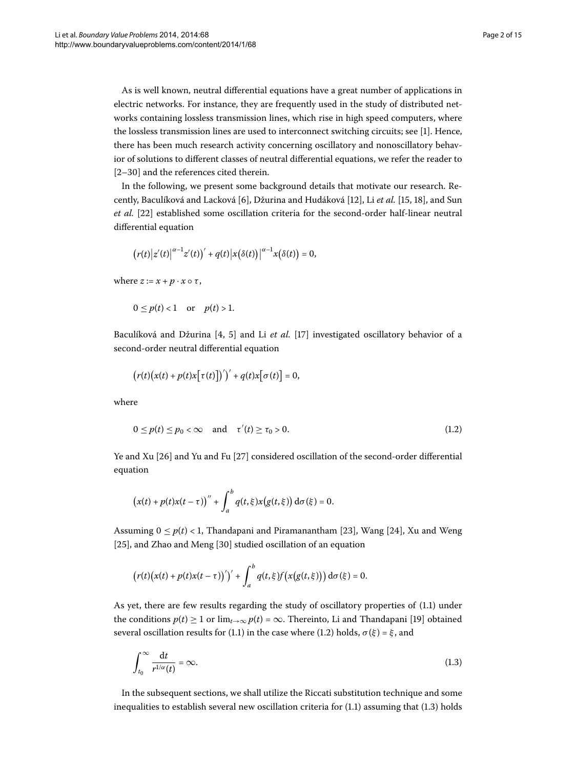As is well known, neutral differential equations have a great number of applications in electric networks. For instance, they are frequently used in the study of distributed networks containing lossless transmission lines, which rise in high speed computers, where the lossless transmission lines are used to interconnect switching circuits; see [1]. Hence, there has been much research activity concerning oscillatory and nonoscillatory behavior of solutions to different classes of neutral differential equations, we refer the reader to [2–30] and the references cited therein.

In the following, we present some background details that motivate our research. Recently, Baculíková and Lacková [6], Džurina and Hudáková [12], Li *et al.* [15, 18], and Sun *et al.* [22] established some oscillation criteria for the second-order half-linear neutral differential equation

$$\left(r(t)\left|z'(t)\right|^{\alpha-1}z'(t)\right)' + q(t)\left|x\big(\delta(t)\big)\right|^{\alpha-1}x\big(\delta(t)\big) = 0,$$

where $z := x + p \cdot x \circ \tau$,

$$0 \le p(t) < 1 \quad \text{or} \quad p(t) > 1.$$

Baculíková and Džurina [4, 5] and Li *et al.* [17] investigated oscillatory behavior of a second-order neutral differential equation

$$\Big(r(t)\big(x(t) + p(t)x\big[\tau(t)\big]\big)'\Big)' + q(t)x\big[\sigma(t)\big] = 0,$$

where

$$0 \le p(t) \le p_0 < \infty \quad \text{and} \quad \tau'(t) \ge \tau_0 > 0. \tag{1.2}$$

Ye and Xu [26] and Yu and Fu [27] considered oscillation of the second-order differential equation

$$\big(x(t) + p(t)x(t-\tau)\big)'' + \int_a^b q(t,\xi)x\big(g(t,\xi)\big)\,\mathrm{d}\sigma(\xi) = 0.$$

Assuming $0 \le p(t) < 1$, Thandapani and Piramanantham [23], Wang [24], Xu and Weng [25], and Zhao and Meng [30] studied oscillation of an equation

$$\Big(r(t)\big(x(t) + p(t)x(t-\tau)\big)'\Big)' + \int_a^b q(t,\xi)f\big(x\big(g(t,\xi)\big)\big)\,\mathrm{d}\sigma(\xi) = 0.$$

As yet, there are few results regarding the study of oscillatory properties of (1.1) under the conditions $p(t) \ge 1$ or $\lim_{t\to\infty} p(t) = \infty$. Thereinto, Li and Thandapani [19] obtained several oscillation results for (1.1) in the case where (1.2) holds, $\sigma(\xi) = \xi$, and

$$\int_{t_0}^{\infty} \frac{\mathrm{d}t}{r^{1/\alpha}(t)} = \infty. \tag{1.3}$$

In the subsequent sections, we shall utilize the Riccati substitution technique and some inequalities to establish several new oscillation criteria for (1.1) assuming that (1.3) holds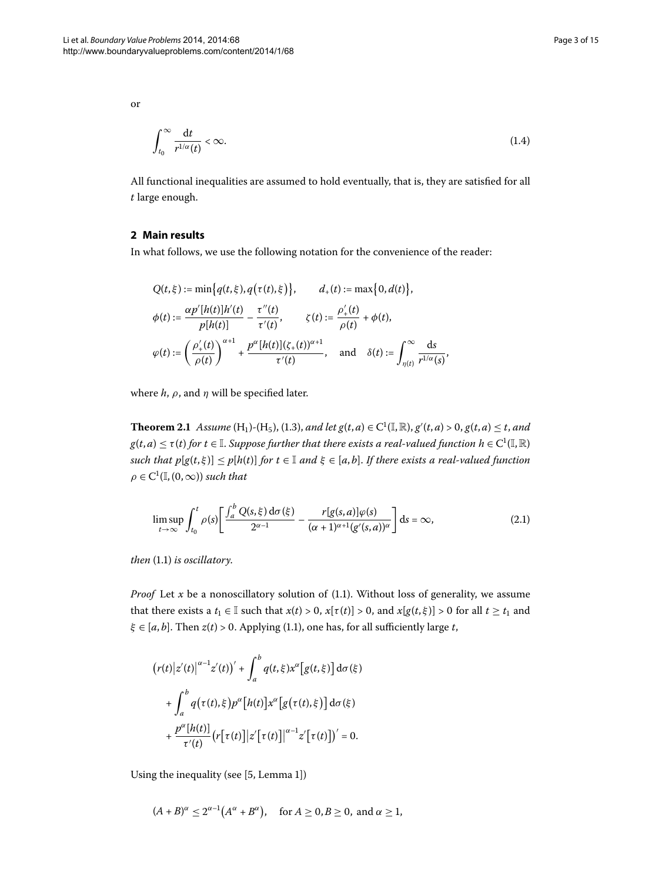or

$$\int_{t_0}^{\infty} \frac{\mathrm{d}t}{r^{1/\alpha}(t)} < \infty. \tag{1.4}$$

All functional inequalities are assumed to hold eventually, that is, they are satisfied for all $t$ large enough.

## 2 Main results

In what follows, we use the following notation for the convenience of the reader:

$$Q(t,\xi) := \min\{q(t,\xi), q(\tau(t),\xi)\}, \qquad d_+(t) := \max\{0, d(t)\},$$

$$\phi(t) := \frac{\alpha p'[h(t)]h'(t)}{p[h(t)]} - \frac{\tau''(t)}{\tau'(t)}, \qquad \zeta(t) := \frac{\rho'_+(t)}{\rho(t)} + \phi(t),$$

$$\varphi(t) := \left(\frac{\rho'_+(t)}{\rho(t)}\right)^{\alpha+1} + \frac{p^\alpha[h(t)](\zeta_+(t))^{\alpha+1}}{\tau'(t)}, \quad \text{and} \quad \delta(t) := \int_{\eta(t)}^{\infty} \frac{\mathrm{d}s}{r^{1/\alpha}(s)},$$

where $h$, $\rho$, and $\eta$ will be specified later.

**Theorem 2.1** *Assume* ($H_1$)-($H_5$), (1.3), *and let* $g(t,a) \in C^1(\mathbb{I},\mathbb{R})$, $g'(t,a) > 0$, $g(t,a) \le t$, *and* $g(t,a) \le \tau(t)$ *for* $t \in \mathbb{I}$. *Suppose further that there exists a real-valued function* $h \in C^1(\mathbb{I},\mathbb{R})$ *such that* $p[g(t,\xi)] \le p[h(t)]$ *for* $t \in \mathbb{I}$ *and* $\xi \in [a,b]$. *If there exists a real-valued function* $\rho \in C^1(\mathbb{I},(0,\infty))$ *such that*

$$\limsup_{t\to\infty} \int_{t_0}^{t} \rho(s)\left[\frac{\int_a^b Q(s,\xi)\,\mathrm{d}\sigma(\xi)}{2^{\alpha-1}} - \frac{r[g(s,a)]\varphi(s)}{(\alpha+1)^{\alpha+1}(g'(s,a))^\alpha}\right]\mathrm{d}s = \infty, \tag{2.1}$$

*then* (1.1) *is oscillatory.*

*Proof* Let $x$ be a nonoscillatory solution of (1.1). Without loss of generality, we assume that there exists a $t_1 \in \mathbb{I}$ such that $x(t) > 0$, $x[\tau(t)] > 0$, and $x[g(t,\xi)] > 0$ for all $t \ge t_1$ and $\xi \in [a,b]$. Then $z(t) > 0$. Applying (1.1), one has, for all sufficiently large $t$,

$$\begin{aligned}
&\left(r(t)\left|z'(t)\right|^{\alpha-1}z'(t)\right)' + \int_a^b q(t,\xi)x^\alpha\left[g(t,\xi)\right]\mathrm{d}\sigma(\xi) \\
&\quad + \int_a^b q\left(\tau(t),\xi\right)p^\alpha\left[h(t)\right]x^\alpha\left[g\left(\tau(t),\xi\right)\right]\mathrm{d}\sigma(\xi) \\
&\quad + \frac{p^\alpha[h(t)]}{\tau'(t)}\left(r\left[\tau(t)\right]\left|z'\left[\tau(t)\right]\right|^{\alpha-1}z'\left[\tau(t)\right]\right)' = 0.
\end{aligned}$$

Using the inequality (see [5, Lemma 1])

$$(A+B)^\alpha \le 2^{\alpha-1}\left(A^\alpha + B^\alpha\right), \quad \text{for } A \ge 0, B \ge 0, \text{ and } \alpha \ge 1,$$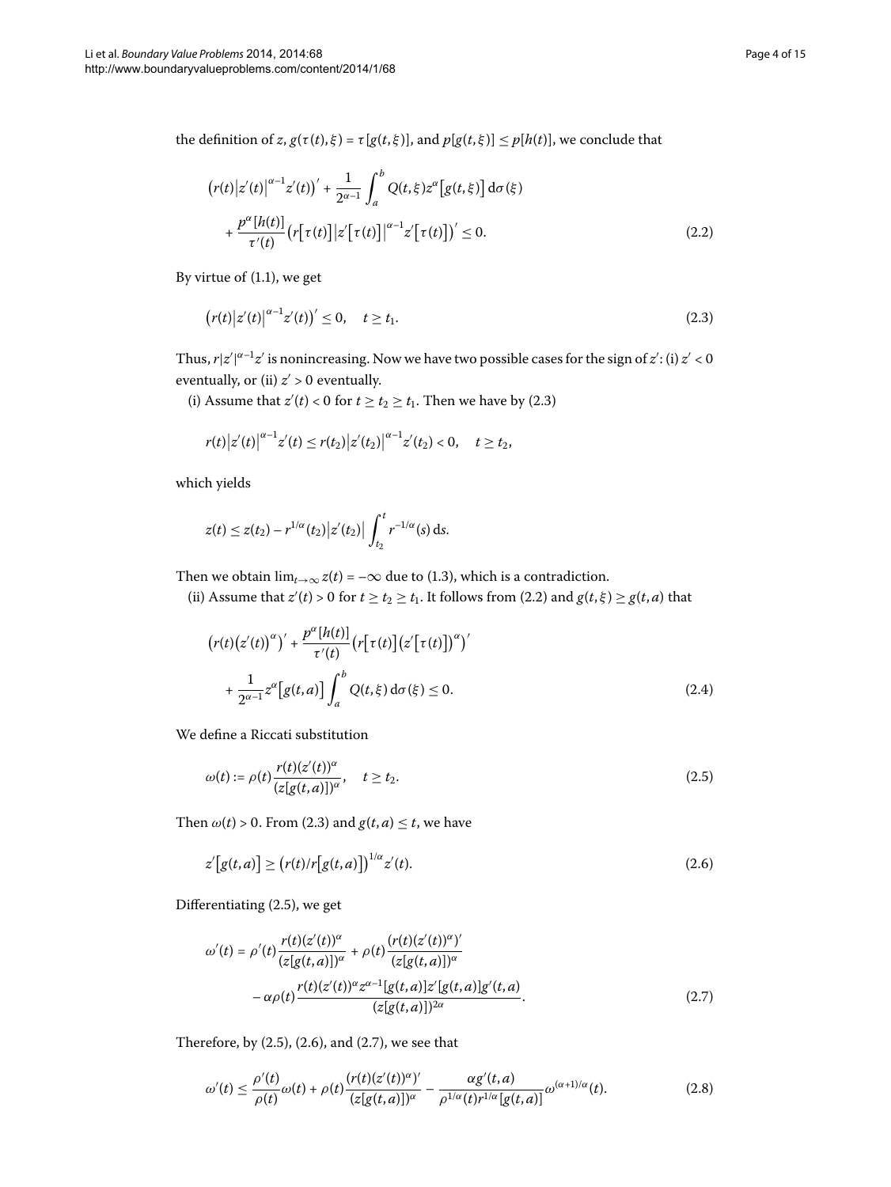the definition of $z$, $g(\tau(t),\xi) = \tau[g(t,\xi)]$, and $p[g(t,\xi)] \le p[h(t)]$, we conclude that

$$\begin{aligned}
&\left(r(t)\left|z'(t)\right|^{\alpha-1}z'(t)\right)' + \frac{1}{2^{\alpha-1}}\int_a^b Q(t,\xi)z^{\alpha}\left[g(t,\xi)\right]\mathrm{d}\sigma(\xi) \\
&\quad + \frac{p^{\alpha}[h(t)]}{\tau'(t)}\left(r\left[\tau(t)\right]\left|z'\left[\tau(t)\right]\right|^{\alpha-1}z'\left[\tau(t)\right]\right)' \le 0.
\end{aligned} \tag{2.2}$$

By virtue of (1.1), we get

$$\left(r(t)\left|z'(t)\right|^{\alpha-1}z'(t)\right)' \le 0, \quad t \ge t_1. \tag{2.3}$$

Thus, $r|z'|^{\alpha-1}z'$ is nonincreasing. Now we have two possible cases for the sign of $z'$: (i) $z' < 0$ eventually, or (ii) $z' > 0$ eventually.

(i) Assume that $z'(t) < 0$ for $t \ge t_2 \ge t_1$. Then we have by (2.3)

$$r(t)\left|z'(t)\right|^{\alpha-1}z'(t) \le r(t_2)\left|z'(t_2)\right|^{\alpha-1}z'(t_2) < 0, \quad t \ge t_2,$$

which yields

$$z(t) \le z(t_2) - r^{1/\alpha}(t_2)\left|z'(t_2)\right|\int_{t_2}^{t} r^{-1/\alpha}(s)\,\mathrm{d}s.$$

Then we obtain $\lim_{t\to\infty} z(t) = -\infty$ due to (1.3), which is a contradiction.

(ii) Assume that $z'(t) > 0$ for $t \ge t_2 \ge t_1$. It follows from (2.2) and $g(t,\xi) \ge g(t,a)$ that

$$\begin{aligned}
&\left(r(t)\left(z'(t)\right)^{\alpha}\right)' + \frac{p^{\alpha}[h(t)]}{\tau'(t)}\left(r\left[\tau(t)\right]\left(z'\left[\tau(t)\right]\right)^{\alpha}\right)' \\
&\quad + \frac{1}{2^{\alpha-1}}z^{\alpha}\left[g(t,a)\right]\int_a^b Q(t,\xi)\,\mathrm{d}\sigma(\xi) \le 0.
\end{aligned} \tag{2.4}$$

We define a Riccati substitution

$$\omega(t) := \rho(t)\frac{r(t)(z'(t))^{\alpha}}{(z[g(t,a)])^{\alpha}}, \quad t \ge t_2. \tag{2.5}$$

Then $\omega(t) > 0$. From (2.3) and $g(t,a) \le t$, we have

$$z'\left[g(t,a)\right] \ge \left(r(t)/r\left[g(t,a)\right]\right)^{1/\alpha}z'(t). \tag{2.6}$$

Differentiating (2.5), we get

$$\begin{aligned}
\omega'(t) &= \rho'(t)\frac{r(t)(z'(t))^{\alpha}}{(z[g(t,a)])^{\alpha}} + \rho(t)\frac{(r(t)(z'(t))^{\alpha})'}{(z[g(t,a)])^{\alpha}} \\
&\quad - \alpha\rho(t)\frac{r(t)(z'(t))^{\alpha}z^{\alpha-1}[g(t,a)]z'[g(t,a)]g'(t,a)}{(z[g(t,a)])^{2\alpha}}.
\end{aligned} \tag{2.7}$$

Therefore, by (2.5), (2.6), and (2.7), we see that

$$\omega'(t) \le \frac{\rho'(t)}{\rho(t)}\omega(t) + \rho(t)\frac{(r(t)(z'(t))^{\alpha})'}{(z[g(t,a)])^{\alpha}} - \frac{\alpha g'(t,a)}{\rho^{1/\alpha}(t)r^{1/\alpha}[g(t,a)]}\omega^{(\alpha+1)/\alpha}(t). \tag{2.8}$$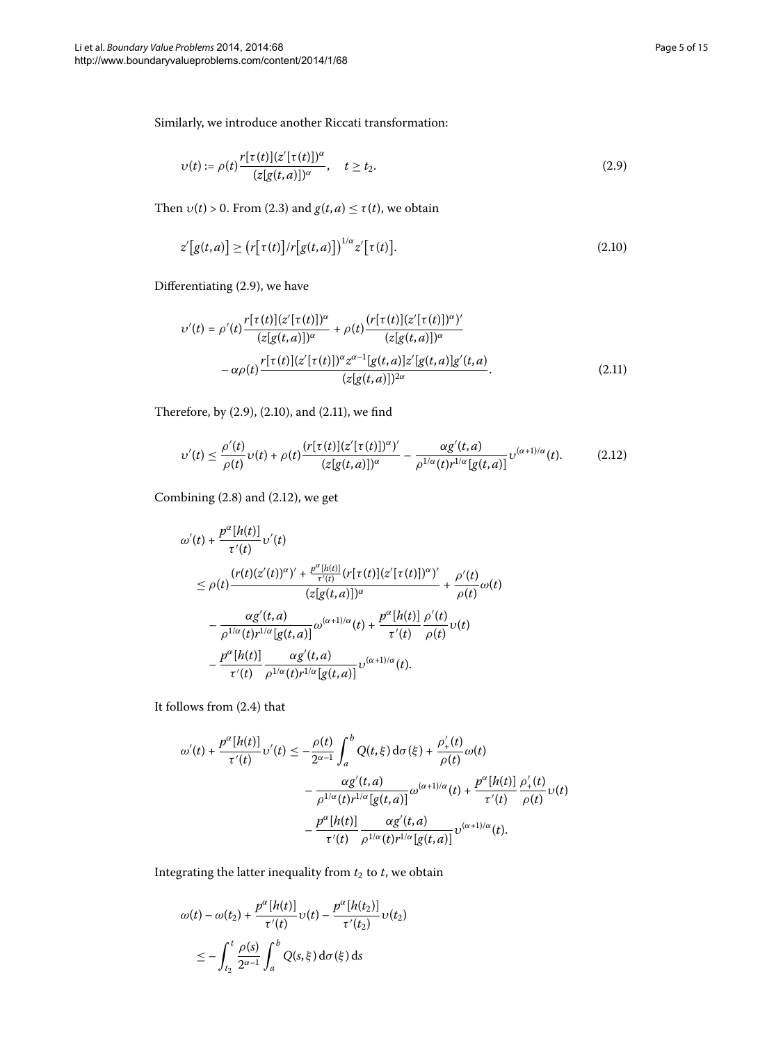Similarly, we introduce another Riccati transformation:

$$\upsilon(t) := \rho(t)\frac{r[\tau(t)](z'[\tau(t)])^\alpha}{(z[g(t,a)])^\alpha}, \quad t \geq t_2. \tag{2.9}$$

Then $\upsilon(t) > 0$. From (2.3) and $g(t,a) \leq \tau(t)$, we obtain

$$z'\big[g(t,a)\big] \geq \big(r\big[\tau(t)\big]/r\big[g(t,a)\big]\big)^{1/\alpha} z'\big[\tau(t)\big]. \tag{2.10}$$

Differentiating (2.9), we have

$$\begin{aligned}
\upsilon'(t) &= \rho'(t)\frac{r[\tau(t)](z'[\tau(t)])^\alpha}{(z[g(t,a)])^\alpha} + \rho(t)\frac{(r[\tau(t)](z'[\tau(t)])^\alpha)'}{(z[g(t,a)])^\alpha} \\
&\quad - \alpha\rho(t)\frac{r[\tau(t)](z'[\tau(t)])^\alpha z^{\alpha-1}[g(t,a)]z'[g(t,a)]g'(t,a)}{(z[g(t,a)])^{2\alpha}}.
\end{aligned} \tag{2.11}$$

Therefore, by (2.9), (2.10), and (2.11), we find

$$\upsilon'(t) \leq \frac{\rho'(t)}{\rho(t)}\upsilon(t) + \rho(t)\frac{(r[\tau(t)](z'[\tau(t)])^\alpha)'}{(z[g(t,a)])^\alpha} - \frac{\alpha g'(t,a)}{\rho^{1/\alpha}(t)r^{1/\alpha}[g(t,a)]}\upsilon^{(\alpha+1)/\alpha}(t). \tag{2.12}$$

Combining (2.8) and (2.12), we get

$$\begin{aligned}
&\omega'(t) + \frac{p^\alpha[h(t)]}{\tau'(t)}\upsilon'(t) \\
&\quad \leq \rho(t)\frac{(r(t)(z'(t))^\alpha)' + \frac{p^\alpha[h(t)]}{\tau'(t)}(r[\tau(t)](z'[\tau(t)])^\alpha)'}{(z[g(t,a)])^\alpha} + \frac{\rho'(t)}{\rho(t)}\omega(t) \\
&\qquad - \frac{\alpha g'(t,a)}{\rho^{1/\alpha}(t)r^{1/\alpha}[g(t,a)]}\omega^{(\alpha+1)/\alpha}(t) + \frac{p^\alpha[h(t)]}{\tau'(t)}\frac{\rho'(t)}{\rho(t)}\upsilon(t) \\
&\qquad - \frac{p^\alpha[h(t)]}{\tau'(t)}\frac{\alpha g'(t,a)}{\rho^{1/\alpha}(t)r^{1/\alpha}[g(t,a)]}\upsilon^{(\alpha+1)/\alpha}(t).
\end{aligned}$$

It follows from (2.4) that

$$\begin{aligned}
\omega'(t) + \frac{p^\alpha[h(t)]}{\tau'(t)}\upsilon'(t) &\leq -\frac{\rho(t)}{2^{\alpha-1}}\int_a^b Q(t,\xi)\,\mathrm{d}\sigma(\xi) + \frac{\rho'_+(t)}{\rho(t)}\omega(t) \\
&\quad - \frac{\alpha g'(t,a)}{\rho^{1/\alpha}(t)r^{1/\alpha}[g(t,a)]}\omega^{(\alpha+1)/\alpha}(t) + \frac{p^\alpha[h(t)]}{\tau'(t)}\frac{\rho'_+(t)}{\rho(t)}\upsilon(t) \\
&\quad - \frac{p^\alpha[h(t)]}{\tau'(t)}\frac{\alpha g'(t,a)}{\rho^{1/\alpha}(t)r^{1/\alpha}[g(t,a)]}\upsilon^{(\alpha+1)/\alpha}(t).
\end{aligned}$$

Integrating the latter inequality from $t_2$ to $t$, we obtain

$$\begin{aligned}
&\omega(t) - \omega(t_2) + \frac{p^\alpha[h(t)]}{\tau'(t)}\upsilon(t) - \frac{p^\alpha[h(t_2)]}{\tau'(t_2)}\upsilon(t_2) \\
&\quad \leq -\int_{t_2}^t \frac{\rho(s)}{2^{\alpha-1}}\int_a^b Q(s,\xi)\,\mathrm{d}\sigma(\xi)\,\mathrm{d}s
\end{aligned}$$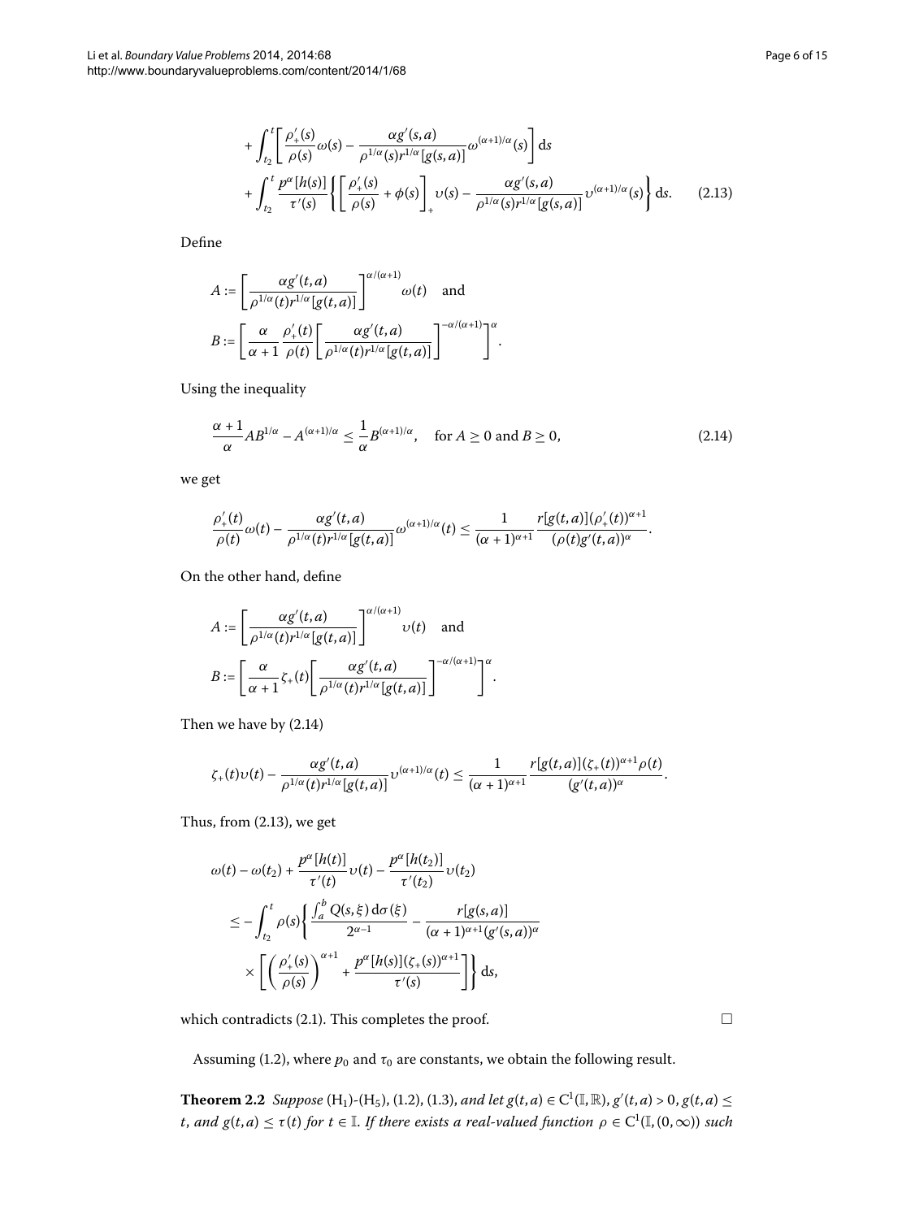$$
\begin{aligned}
&+\int_{t_2}^{t}\left[\frac{\rho'_+(s)}{\rho(s)}\omega(s)-\frac{\alpha g'(s,a)}{\rho^{1/\alpha}(s)r^{1/\alpha}[g(s,a)]}\omega^{(\alpha+1)/\alpha}(s)\right]\mathrm{d}s\\
&+\int_{t_2}^{t}\frac{p^{\alpha}[h(s)]}{\tau'(s)}\left\{\left[\frac{\rho'_+(s)}{\rho(s)}+\phi(s)\right]_+\upsilon(s)-\frac{\alpha g'(s,a)}{\rho^{1/\alpha}(s)r^{1/\alpha}[g(s,a)]}\upsilon^{(\alpha+1)/\alpha}(s)\right\}\mathrm{d}s. \qquad (2.13)
\end{aligned}
$$

Define

$$
A:=\left[\frac{\alpha g'(t,a)}{\rho^{1/\alpha}(t)r^{1/\alpha}[g(t,a)]}\right]^{\alpha/(\alpha+1)}\omega(t)\quad\text{and}
$$

$$
B:=\left[\frac{\alpha}{\alpha+1}\frac{\rho'_+(t)}{\rho(t)}\left[\frac{\alpha g'(t,a)}{\rho^{1/\alpha}(t)r^{1/\alpha}[g(t,a)]}\right]^{-\alpha/(\alpha+1)}\right]^{\alpha}.
$$

Using the inequality

$$
\frac{\alpha+1}{\alpha}AB^{1/\alpha}-A^{(\alpha+1)/\alpha}\le\frac{1}{\alpha}B^{(\alpha+1)/\alpha},\quad\text{for } A\ge 0 \text{ and } B\ge 0, \qquad (2.14)
$$

we get

$$
\frac{\rho'_+(t)}{\rho(t)}\omega(t)-\frac{\alpha g'(t,a)}{\rho^{1/\alpha}(t)r^{1/\alpha}[g(t,a)]}\omega^{(\alpha+1)/\alpha}(t)\le\frac{1}{(\alpha+1)^{\alpha+1}}\frac{r[g(t,a)](\rho'_+(t))^{\alpha+1}}{(\rho(t)g'(t,a))^{\alpha}}.
$$

On the other hand, define

$$
A:=\left[\frac{\alpha g'(t,a)}{\rho^{1/\alpha}(t)r^{1/\alpha}[g(t,a)]}\right]^{\alpha/(\alpha+1)}\upsilon(t)\quad\text{and}
$$

$$
B:=\left[\frac{\alpha}{\alpha+1}\zeta_+(t)\left[\frac{\alpha g'(t,a)}{\rho^{1/\alpha}(t)r^{1/\alpha}[g(t,a)]}\right]^{-\alpha/(\alpha+1)}\right]^{\alpha}.
$$

Then we have by (2.14)

$$
\zeta_+(t)\upsilon(t)-\frac{\alpha g'(t,a)}{\rho^{1/\alpha}(t)r^{1/\alpha}[g(t,a)]}\upsilon^{(\alpha+1)/\alpha}(t)\le\frac{1}{(\alpha+1)^{\alpha+1}}\frac{r[g(t,a)](\zeta_+(t))^{\alpha+1}\rho(t)}{(g'(t,a))^{\alpha}}.
$$

Thus, from (2.13), we get

$$
\begin{aligned}
&\omega(t)-\omega(t_2)+\frac{p^{\alpha}[h(t)]}{\tau'(t)}\upsilon(t)-\frac{p^{\alpha}[h(t_2)]}{\tau'(t_2)}\upsilon(t_2)\\
&\quad\le-\int_{t_2}^{t}\rho(s)\left\{\frac{\int_a^b Q(s,\xi)\,\mathrm{d}\sigma(\xi)}{2^{\alpha-1}}-\frac{r[g(s,a)]}{(\alpha+1)^{\alpha+1}(g'(s,a))^{\alpha}}\right.\\
&\qquad\left.\times\left[\left(\frac{\rho'_+(s)}{\rho(s)}\right)^{\alpha+1}+\frac{p^{\alpha}[h(s)](\zeta_+(s))^{\alpha+1}}{\tau'(s)}\right]\right\}\mathrm{d}s,
\end{aligned}
$$

which contradicts (2.1). This completes the proof. □

Assuming (1.2), where $p_0$ and $\tau_0$ are constants, we obtain the following result.

**Theorem 2.2** *Suppose* ($H_1$)-($H_5$), (1.2), (1.3), *and let* $g(t,a)\in C^1(\mathbb{I},\mathbb{R})$, $g'(t,a)>0$, $g(t,a)\le t$, *and* $g(t,a)\le\tau(t)$ *for* $t\in\mathbb{I}$. *If there exists a real-valued function* $\rho\in C^1(\mathbb{I},(0,\infty))$ *such*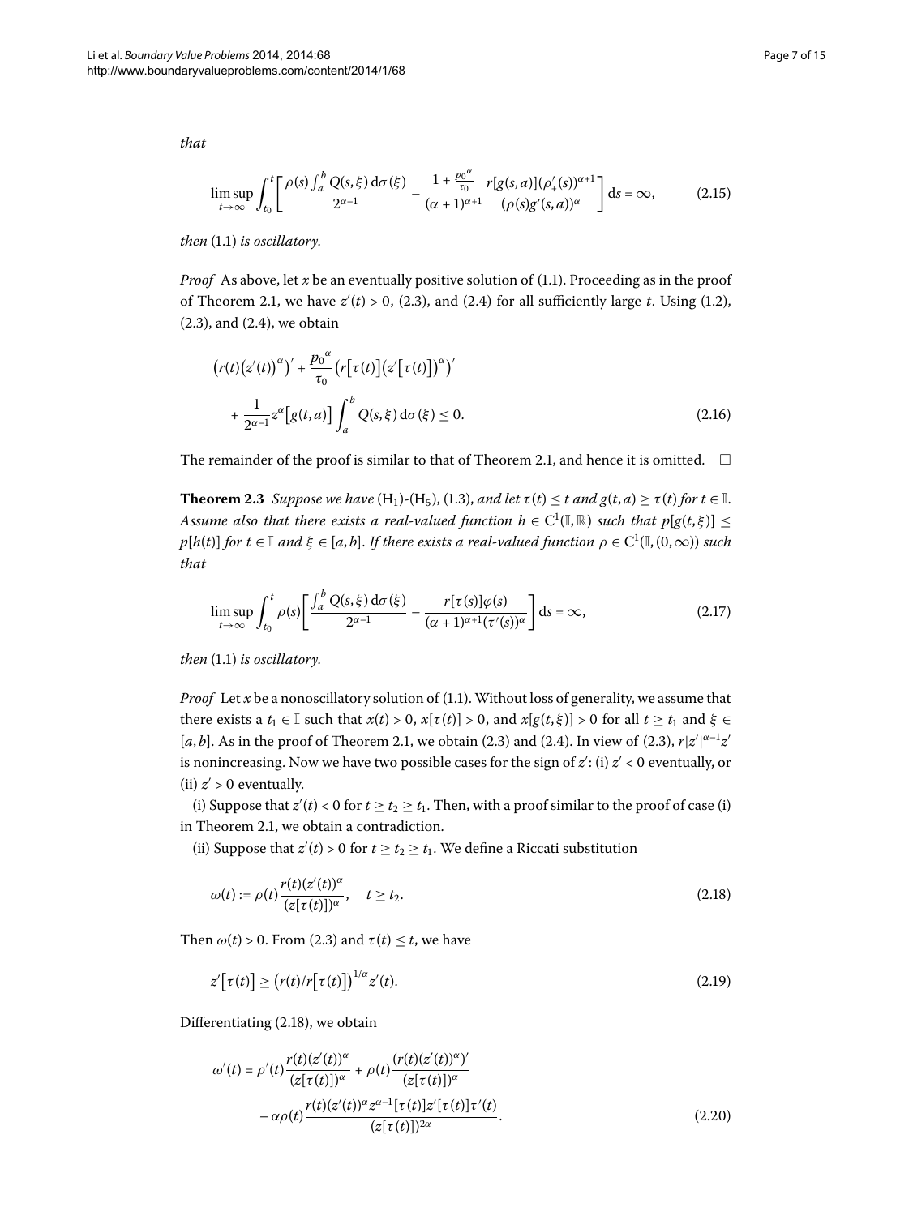*that*

$$\limsup_{t\to\infty}\int_{t_0}^{t}\left[\frac{\rho(s)\int_a^b Q(s,\xi)\,\mathrm{d}\sigma(\xi)}{2^{\alpha-1}}-\frac{1+\frac{p_0{}^{\alpha}}{\tau_0}}{(\alpha+1)^{\alpha+1}}\frac{r[g(s,a)](\rho_+'(s))^{\alpha+1}}{(\rho(s)g'(s,a))^{\alpha}}\right]\mathrm{d}s=\infty, \tag{2.15}$$

*then* (1.1) *is oscillatory.*

*Proof* As above, let $x$ be an eventually positive solution of (1.1). Proceeding as in the proof of Theorem 2.1, we have $z'(t)>0$, (2.3), and (2.4) for all sufficiently large $t$. Using (1.2), (2.3), and (2.4), we obtain

$$\begin{aligned}&\bigl(r(t)\bigl(z'(t)\bigr)^{\alpha}\bigr)'+\frac{p_0{}^{\alpha}}{\tau_0}\bigl(r\bigl[\tau(t)\bigr]\bigl(z'\bigl[\tau(t)\bigr]\bigr)^{\alpha}\bigr)'\\&\quad+\frac{1}{2^{\alpha-1}}z^{\alpha}\bigl[g(t,a)\bigr]\int_a^b Q(s,\xi)\,\mathrm{d}\sigma(\xi)\le 0.\end{aligned} \tag{2.16}$$

The remainder of the proof is similar to that of Theorem 2.1, and hence it is omitted. □

**Theorem 2.3** *Suppose we have* ($H_1$)-($H_5$), (1.3), *and let* $\tau(t)\le t$ *and* $g(t,a)\ge\tau(t)$ *for* $t\in\mathbb{I}$. *Assume also that there exists a real-valued function* $h\in C^1(\mathbb{I},\mathbb{R})$ *such that* $p[g(t,\xi)]\le p[h(t)]$ *for* $t\in\mathbb{I}$ *and* $\xi\in[a,b]$. *If there exists a real-valued function* $\rho\in C^1(\mathbb{I},(0,\infty))$ *such that*

$$\limsup_{t\to\infty}\int_{t_0}^{t}\rho(s)\left[\frac{\int_a^b Q(s,\xi)\,\mathrm{d}\sigma(\xi)}{2^{\alpha-1}}-\frac{r[\tau(s)]\varphi(s)}{(\alpha+1)^{\alpha+1}(\tau'(s))^{\alpha}}\right]\mathrm{d}s=\infty, \tag{2.17}$$

*then* (1.1) *is oscillatory.*

*Proof* Let $x$ be a nonoscillatory solution of (1.1). Without loss of generality, we assume that there exists a $t_1\in\mathbb{I}$ such that $x(t)>0$, $x[\tau(t)]>0$, and $x[g(t,\xi)]>0$ for all $t\ge t_1$ and $\xi\in[a,b]$. As in the proof of Theorem 2.1, we obtain (2.3) and (2.4). In view of (2.3), $r|z'|^{\alpha-1}z'$ is nonincreasing. Now we have two possible cases for the sign of $z'$: (i) $z'<0$ eventually, or (ii) $z'>0$ eventually.

(i) Suppose that $z'(t)<0$ for $t\ge t_2\ge t_1$. Then, with a proof similar to the proof of case (i) in Theorem 2.1, we obtain a contradiction.

(ii) Suppose that $z'(t)>0$ for $t\ge t_2\ge t_1$. We define a Riccati substitution

$$\omega(t):=\rho(t)\frac{r(t)(z'(t))^{\alpha}}{(z[\tau(t)])^{\alpha}},\quad t\ge t_2. \tag{2.18}$$

Then $\omega(t)>0$. From (2.3) and $\tau(t)\le t$, we have

$$z'\bigl[\tau(t)\bigr]\ge\bigl(r(t)/r\bigl[\tau(t)\bigr]\bigr)^{1/\alpha}z'(t). \tag{2.19}$$

Differentiating (2.18), we obtain

$$\begin{aligned}\omega'(t)&=\rho'(t)\frac{r(t)(z'(t))^{\alpha}}{(z[\tau(t)])^{\alpha}}+\rho(t)\frac{(r(t)(z'(t))^{\alpha})'}{(z[\tau(t)])^{\alpha}}\\&\quad-\alpha\rho(t)\frac{r(t)(z'(t))^{\alpha}z^{\alpha-1}[\tau(t)]z'[\tau(t)]\tau'(t)}{(z[\tau(t)])^{2\alpha}}.\end{aligned} \tag{2.20}$$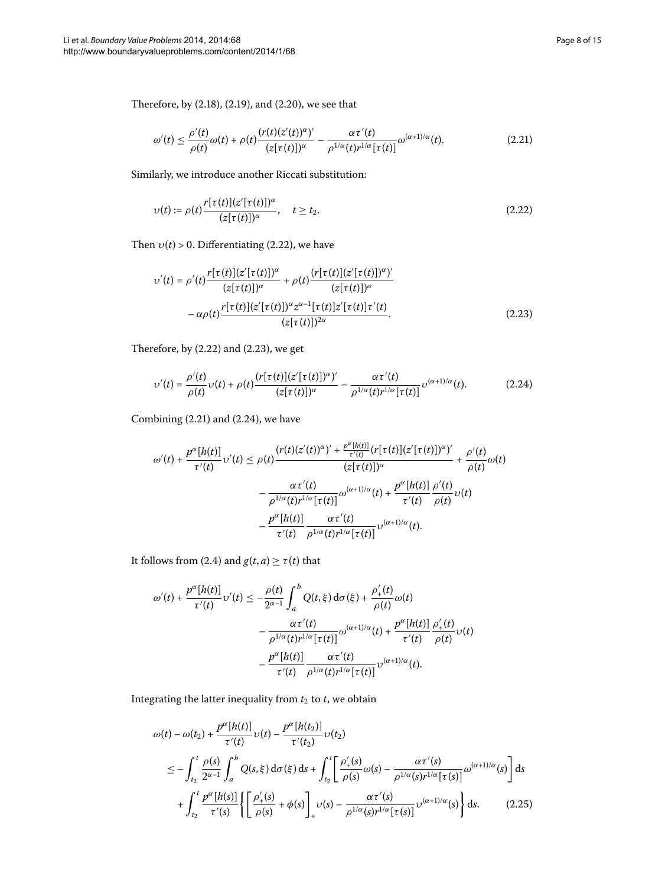Therefore, by (2.18), (2.19), and (2.20), we see that

$$\omega'(t) \leq \frac{\rho'(t)}{\rho(t)}\omega(t) + \rho(t)\frac{(r(t)(z'(t))^{\alpha})'}{(z[\tau(t)])^{\alpha}} - \frac{\alpha\tau'(t)}{\rho^{1/\alpha}(t)r^{1/\alpha}[\tau(t)]}\omega^{(\alpha+1)/\alpha}(t). \tag{2.21}$$

Similarly, we introduce another Riccati substitution:

$$\upsilon(t) := \rho(t)\frac{r[\tau(t)](z'[\tau(t)])^{\alpha}}{(z[\tau(t)])^{\alpha}}, \quad t \geq t_2. \tag{2.22}$$

Then $\upsilon(t) > 0$. Differentiating (2.22), we have

$$\begin{aligned}\upsilon'(t) &= \rho'(t)\frac{r[\tau(t)](z'[\tau(t)])^{\alpha}}{(z[\tau(t)])^{\alpha}} + \rho(t)\frac{(r[\tau(t)](z'[\tau(t)])^{\alpha})'}{(z[\tau(t)])^{\alpha}} \\ &\quad - \alpha\rho(t)\frac{r[\tau(t)](z'[\tau(t)])^{\alpha}z^{\alpha-1}[\tau(t)]z'[\tau(t)]\tau'(t)}{(z[\tau(t)])^{2\alpha}}.\end{aligned} \tag{2.23}$$

Therefore, by (2.22) and (2.23), we get

$$\upsilon'(t) = \frac{\rho'(t)}{\rho(t)}\upsilon(t) + \rho(t)\frac{(r[\tau(t)](z'[\tau(t)])^{\alpha})'}{(z[\tau(t)])^{\alpha}} - \frac{\alpha\tau'(t)}{\rho^{1/\alpha}(t)r^{1/\alpha}[\tau(t)]}\upsilon^{(\alpha+1)/\alpha}(t). \tag{2.24}$$

Combining (2.21) and (2.24), we have

$$\begin{aligned}\omega'(t) + \frac{p^{\alpha}[h(t)]}{\tau'(t)}\upsilon'(t) &\leq \rho(t)\frac{(r(t)(z'(t))^{\alpha})' + \frac{p^{\alpha}[h(t)]}{\tau'(t)}(r[\tau(t)](z'[\tau(t)])^{\alpha})'}{(z[\tau(t)])^{\alpha}} + \frac{\rho'(t)}{\rho(t)}\omega(t) \\ &\quad - \frac{\alpha\tau'(t)}{\rho^{1/\alpha}(t)r^{1/\alpha}[\tau(t)]}\omega^{(\alpha+1)/\alpha}(t) + \frac{p^{\alpha}[h(t)]}{\tau'(t)}\frac{\rho'(t)}{\rho(t)}\upsilon(t) \\ &\quad - \frac{p^{\alpha}[h(t)]}{\tau'(t)}\frac{\alpha\tau'(t)}{\rho^{1/\alpha}(t)r^{1/\alpha}[\tau(t)]}\upsilon^{(\alpha+1)/\alpha}(t).\end{aligned}$$

It follows from (2.4) and $g(t,a) \geq \tau(t)$ that

$$\begin{aligned}\omega'(t) + \frac{p^{\alpha}[h(t)]}{\tau'(t)}\upsilon'(t) &\leq -\frac{\rho(t)}{2^{\alpha-1}}\int_a^b Q(t,\xi)\,\mathrm{d}\sigma(\xi) + \frac{\rho'_+(t)}{\rho(t)}\omega(t) \\ &\quad - \frac{\alpha\tau'(t)}{\rho^{1/\alpha}(t)r^{1/\alpha}[\tau(t)]}\omega^{(\alpha+1)/\alpha}(t) + \frac{p^{\alpha}[h(t)]}{\tau'(t)}\frac{\rho'_+(t)}{\rho(t)}\upsilon(t) \\ &\quad - \frac{p^{\alpha}[h(t)]}{\tau'(t)}\frac{\alpha\tau'(t)}{\rho^{1/\alpha}(t)r^{1/\alpha}[\tau(t)]}\upsilon^{(\alpha+1)/\alpha}(t).\end{aligned}$$

Integrating the latter inequality from $t_2$ to $t$, we obtain

$$\begin{aligned}&\omega(t) - \omega(t_2) + \frac{p^{\alpha}[h(t)]}{\tau'(t)}\upsilon(t) - \frac{p^{\alpha}[h(t_2)]}{\tau'(t_2)}\upsilon(t_2) \\ &\quad \leq -\int_{t_2}^{t}\frac{\rho(s)}{2^{\alpha-1}}\int_a^b Q(s,\xi)\,\mathrm{d}\sigma(\xi)\,\mathrm{d}s + \int_{t_2}^{t}\left[\frac{\rho'_+(s)}{\rho(s)}\omega(s) - \frac{\alpha\tau'(s)}{\rho^{1/\alpha}(s)r^{1/\alpha}[\tau(s)]}\omega^{(\alpha+1)/\alpha}(s)\right]\mathrm{d}s \\ &\quad\quad + \int_{t_2}^{t}\frac{p^{\alpha}[h(s)]}{\tau'(s)}\left\{\left[\frac{\rho'_+(s)}{\rho(s)} + \phi(s)\right]_+\upsilon(s) - \frac{\alpha\tau'(s)}{\rho^{1/\alpha}(s)r^{1/\alpha}[\tau(s)]}\upsilon^{(\alpha+1)/\alpha}(s)\right\}\mathrm{d}s.\end{aligned} \tag{2.25}$$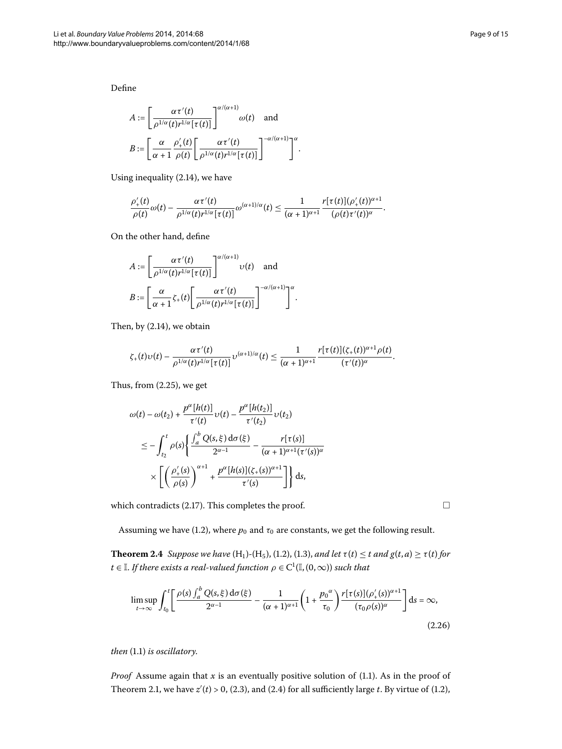Define

$$A := \left[\frac{\alpha\tau'(t)}{\rho^{1/\alpha}(t)r^{1/\alpha}[\tau(t)]}\right]^{\alpha/(\alpha+1)}\omega(t) \quad \text{and}$$

$$B := \left[\frac{\alpha}{\alpha+1}\frac{\rho'_+(t)}{\rho(t)}\left[\frac{\alpha\tau'(t)}{\rho^{1/\alpha}(t)r^{1/\alpha}[\tau(t)]}\right]^{-\alpha/(\alpha+1)}\right]^{\alpha}.$$

Using inequality (2.14), we have

$$\frac{\rho'_+(t)}{\rho(t)}\omega(t) - \frac{\alpha\tau'(t)}{\rho^{1/\alpha}(t)r^{1/\alpha}[\tau(t)]}\omega^{(\alpha+1)/\alpha}(t) \le \frac{1}{(\alpha+1)^{\alpha+1}}\frac{r[\tau(t)](\rho'_+(t))^{\alpha+1}}{(\rho(t)\tau'(t))^{\alpha}}.$$

On the other hand, define

$$A := \left[\frac{\alpha\tau'(t)}{\rho^{1/\alpha}(t)r^{1/\alpha}[\tau(t)]}\right]^{\alpha/(\alpha+1)}\upsilon(t) \quad \text{and}$$

$$B := \left[\frac{\alpha}{\alpha+1}\zeta_+(t)\left[\frac{\alpha\tau'(t)}{\rho^{1/\alpha}(t)r^{1/\alpha}[\tau(t)]}\right]^{-\alpha/(\alpha+1)}\right]^{\alpha}.$$

Then, by (2.14), we obtain

$$\zeta_+(t)\upsilon(t) - \frac{\alpha\tau'(t)}{\rho^{1/\alpha}(t)r^{1/\alpha}[\tau(t)]}\upsilon^{(\alpha+1)/\alpha}(t) \le \frac{1}{(\alpha+1)^{\alpha+1}}\frac{r[\tau(t)](\zeta_+(t))^{\alpha+1}\rho(t)}{(\tau'(t))^{\alpha}}.$$

Thus, from (2.25), we get

$$\begin{aligned}
&\omega(t) - \omega(t_2) + \frac{p^{\alpha}[h(t)]}{\tau'(t)}\upsilon(t) - \frac{p^{\alpha}[h(t_2)]}{\tau'(t_2)}\upsilon(t_2) \\
&\quad \le -\int_{t_2}^{t}\rho(s)\left\{\frac{\int_a^b Q(s,\xi)\,\mathrm{d}\sigma(\xi)}{2^{\alpha-1}} - \frac{r[\tau(s)]}{(\alpha+1)^{\alpha+1}(\tau'(s))^{\alpha}}\right. \\
&\quad\quad \left.\times\left[\left(\frac{\rho'_+(s)}{\rho(s)}\right)^{\alpha+1} + \frac{p^{\alpha}[h(s)](\zeta_+(s))^{\alpha+1}}{\tau'(s)}\right]\right\}\mathrm{d}s,
\end{aligned}$$

which contradicts (2.17). This completes the proof. □

Assuming we have (1.2), where $p_0$ and $\tau_0$ are constants, we get the following result.

**Theorem 2.4** *Suppose we have* $(\mathrm{H}_1)$-$(\mathrm{H}_5)$, (1.2), (1.3), *and let* $\tau(t) \le t$ *and* $g(t,a) \ge \tau(t)$ *for* $t \in \mathbb{I}$. *If there exists a real-valued function* $\rho \in \mathrm{C}^1(\mathbb{I},(0,\infty))$ *such that*

$$\limsup_{t\to\infty}\int_{t_0}^{t}\left[\frac{\rho(s)\int_a^b Q(s,\xi)\,\mathrm{d}\sigma(\xi)}{2^{\alpha-1}} - \frac{1}{(\alpha+1)^{\alpha+1}}\left(1+\frac{p_0{}^{\alpha}}{\tau_0}\right)\frac{r[\tau(s)](\rho'_+(s))^{\alpha+1}}{(\tau_0\rho(s))^{\alpha}}\right]\mathrm{d}s = \infty, \tag{2.26}$$

*then* (1.1) *is oscillatory.*

*Proof* Assume again that $x$ is an eventually positive solution of (1.1). As in the proof of Theorem 2.1, we have $z'(t) > 0$, (2.3), and (2.4) for all sufficiently large $t$. By virtue of (1.2),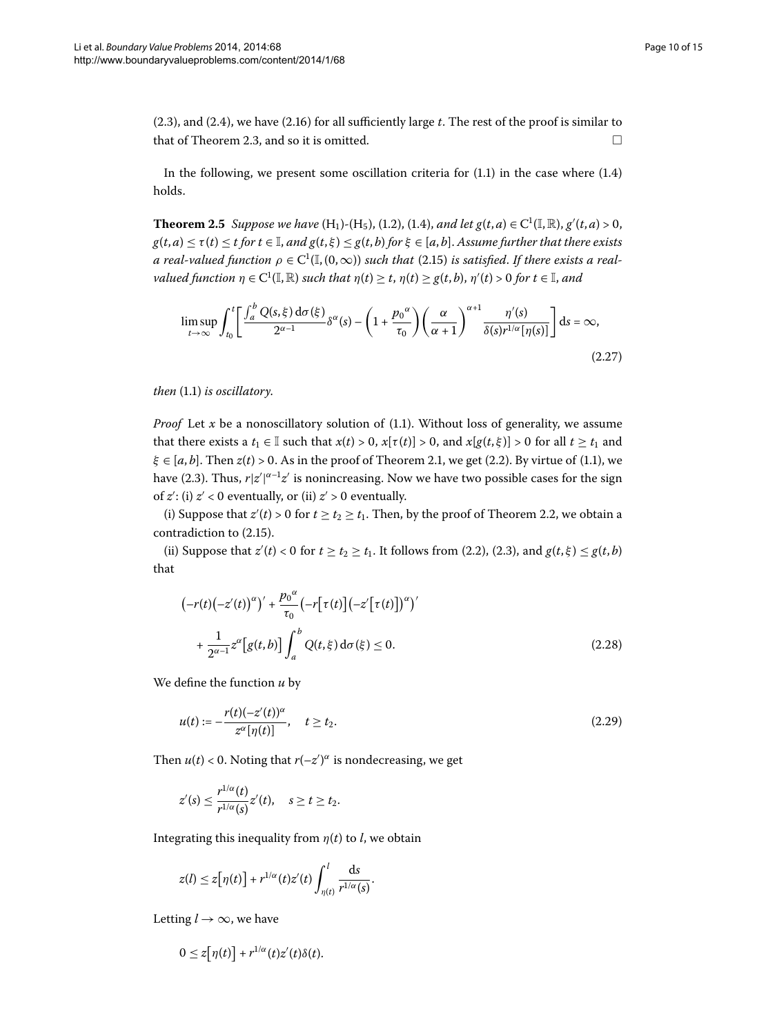(2.3), and (2.4), we have (2.16) for all sufficiently large $t$. The rest of the proof is similar to that of Theorem 2.3, and so it is omitted. □

In the following, we present some oscillation criteria for (1.1) in the case where (1.4) holds.

**Theorem 2.5** *Suppose we have* $(\mathrm{H}_1)$-$(\mathrm{H}_5)$, (1.2), (1.4), *and let* $g(t,a) \in \mathrm{C}^1(\mathbb{I},\mathbb{R})$, $g'(t,a) > 0$, $g(t,a) \le \tau(t) \le t$ *for* $t \in \mathbb{I}$, *and* $g(t,\xi) \le g(t,b)$ *for* $\xi \in [a,b]$. *Assume further that there exists a real-valued function* $\rho \in \mathrm{C}^1(\mathbb{I},(0,\infty))$ *such that* (2.15) *is satisfied. If there exists a real-valued function* $\eta \in \mathrm{C}^1(\mathbb{I},\mathbb{R})$ *such that* $\eta(t) \ge t$, $\eta(t) \ge g(t,b)$, $\eta'(t) > 0$ *for* $t \in \mathbb{I}$, *and*

$$\limsup_{t\to\infty} \int_{t_0}^{t} \left[ \frac{\int_a^b Q(s,\xi)\,\mathrm{d}\sigma(\xi)}{2^{\alpha-1}} \delta^{\alpha}(s) - \left(1 + \frac{p_0{}^{\alpha}}{\tau_0}\right) \left(\frac{\alpha}{\alpha+1}\right)^{\alpha+1} \frac{\eta'(s)}{\delta(s) r^{1/\alpha}[\eta(s)]} \right] \mathrm{d}s = \infty, \tag{2.27}$$

*then* (1.1) *is oscillatory.*

*Proof* Let $x$ be a nonoscillatory solution of (1.1). Without loss of generality, we assume that there exists a $t_1 \in \mathbb{I}$ such that $x(t) > 0$, $x[\tau(t)] > 0$, and $x[g(t,\xi)] > 0$ for all $t \ge t_1$ and $\xi \in [a,b]$. Then $z(t) > 0$. As in the proof of Theorem 2.1, we get (2.2). By virtue of (1.1), we have (2.3). Thus, $r|z'|^{\alpha-1}z'$ is nonincreasing. Now we have two possible cases for the sign of $z'$: (i) $z' < 0$ eventually, or (ii) $z' > 0$ eventually.

(i) Suppose that $z'(t) > 0$ for $t \ge t_2 \ge t_1$. Then, by the proof of Theorem 2.2, we obtain a contradiction to (2.15).

(ii) Suppose that $z'(t) < 0$ for $t \ge t_2 \ge t_1$. It follows from (2.2), (2.3), and $g(t,\xi) \le g(t,b)$ that

$$\begin{aligned} &\left(-r(t)\left(-z'(t)\right)^{\alpha}\right)' + \frac{p_0{}^{\alpha}}{\tau_0}\left(-r\left[\tau(t)\right]\left(-z'\left[\tau(t)\right]\right)^{\alpha}\right)' \\ &\quad + \frac{1}{2^{\alpha-1}} z^{\alpha}\left[g(t,b)\right] \int_a^b Q(t,\xi)\,\mathrm{d}\sigma(\xi) \le 0. \end{aligned} \tag{2.28}$$

We define the function $u$ by

$$u(t) := -\frac{r(t)(-z'(t))^{\alpha}}{z^{\alpha}[\eta(t)]}, \quad t \ge t_2. \tag{2.29}$$

Then $u(t) < 0$. Noting that $r(-z')^{\alpha}$ is nondecreasing, we get

$$z'(s) \le \frac{r^{1/\alpha}(t)}{r^{1/\alpha}(s)} z'(t), \quad s \ge t \ge t_2.$$

Integrating this inequality from $\eta(t)$ to $l$, we obtain

$$z(l) \le z\left[\eta(t)\right] + r^{1/\alpha}(t) z'(t) \int_{\eta(t)}^{l} \frac{\mathrm{d}s}{r^{1/\alpha}(s)}.$$

Letting $l \to \infty$, we have

$$0 \le z\left[\eta(t)\right] + r^{1/\alpha}(t) z'(t) \delta(t).$$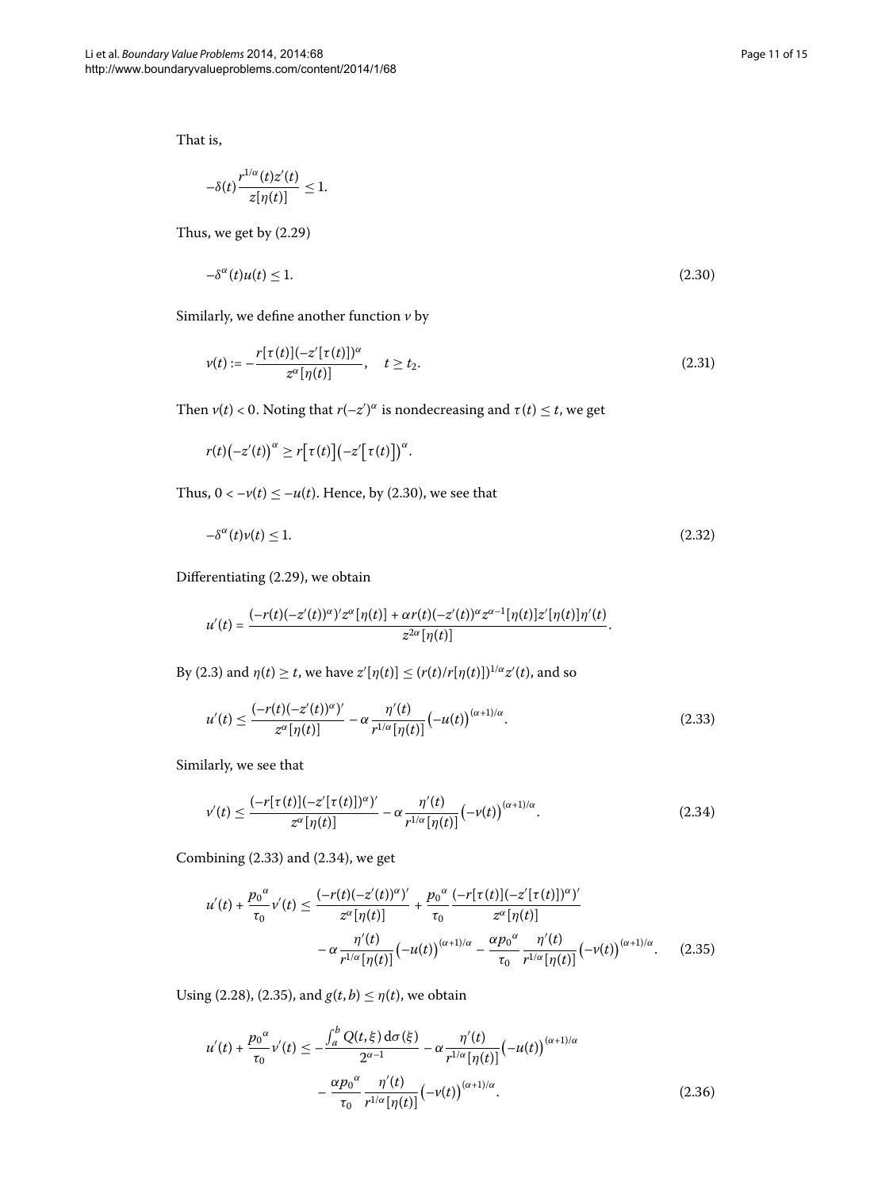That is,

$$-\delta(t)\frac{r^{1/\alpha}(t)z'(t)}{z[\eta(t)]} \leq 1.$$

Thus, we get by (2.29)

$$-\delta^{\alpha}(t)u(t) \leq 1. \tag{2.30}$$

Similarly, we define another function $v$ by

$$v(t) := -\frac{r[\tau(t)](-z'[\tau(t)])^{\alpha}}{z^{\alpha}[\eta(t)]}, \quad t \geq t_2. \tag{2.31}$$

Then $v(t) < 0$. Noting that $r(-z')^{\alpha}$ is nondecreasing and $\tau(t) \leq t$, we get

$$r(t)\big(-z'(t)\big)^{\alpha} \geq r\big[\tau(t)\big]\big(-z'\big[\tau(t)\big]\big)^{\alpha}.$$

Thus, $0 < -v(t) \leq -u(t)$. Hence, by (2.30), we see that

$$-\delta^{\alpha}(t)v(t) \leq 1. \tag{2.32}$$

Differentiating (2.29), we obtain

$$u'(t) = \frac{(-r(t)(-z'(t))^{\alpha})'z^{\alpha}[\eta(t)] + \alpha r(t)(-z'(t))^{\alpha}z^{\alpha-1}[\eta(t)]z'[\eta(t)]\eta'(t)}{z^{2\alpha}[\eta(t)]}.$$

By (2.3) and $\eta(t) \geq t$, we have $z'[\eta(t)] \leq (r(t)/r[\eta(t)])^{1/\alpha}z'(t)$, and so

$$u'(t) \leq \frac{(-r(t)(-z'(t))^{\alpha})'}{z^{\alpha}[\eta(t)]} - \alpha\frac{\eta'(t)}{r^{1/\alpha}[\eta(t)]}\big(-u(t)\big)^{(\alpha+1)/\alpha}. \tag{2.33}$$

Similarly, we see that

$$v'(t) \leq \frac{(-r[\tau(t)](-z'[\tau(t)])^{\alpha})'}{z^{\alpha}[\eta(t)]} - \alpha\frac{\eta'(t)}{r^{1/\alpha}[\eta(t)]}\big(-v(t)\big)^{(\alpha+1)/\alpha}. \tag{2.34}$$

Combining (2.33) and (2.34), we get

$$\begin{aligned} u'(t) + \frac{{p_0}^{\alpha}}{\tau_0}v'(t) \leq{}& \frac{(-r(t)(-z'(t))^{\alpha})'}{z^{\alpha}[\eta(t)]} + \frac{{p_0}^{\alpha}}{\tau_0}\frac{(-r[\tau(t)](-z'[\tau(t)])^{\alpha})'}{z^{\alpha}[\eta(t)]} \\ &- \alpha\frac{\eta'(t)}{r^{1/\alpha}[\eta(t)]}\big(-u(t)\big)^{(\alpha+1)/\alpha} - \frac{\alpha {p_0}^{\alpha}}{\tau_0}\frac{\eta'(t)}{r^{1/\alpha}[\eta(t)]}\big(-v(t)\big)^{(\alpha+1)/\alpha}. \end{aligned} \tag{2.35}$$

Using (2.28), (2.35), and $g(t,b) \leq \eta(t)$, we obtain

$$\begin{aligned} u'(t) + \frac{{p_0}^{\alpha}}{\tau_0}v'(t) \leq{}& -\frac{\int_a^b Q(t,\xi)\,\mathrm{d}\sigma(\xi)}{2^{\alpha-1}} - \alpha\frac{\eta'(t)}{r^{1/\alpha}[\eta(t)]}\big(-u(t)\big)^{(\alpha+1)/\alpha} \\ &- \frac{\alpha {p_0}^{\alpha}}{\tau_0}\frac{\eta'(t)}{r^{1/\alpha}[\eta(t)]}\big(-v(t)\big)^{(\alpha+1)/\alpha}. \end{aligned} \tag{2.36}$$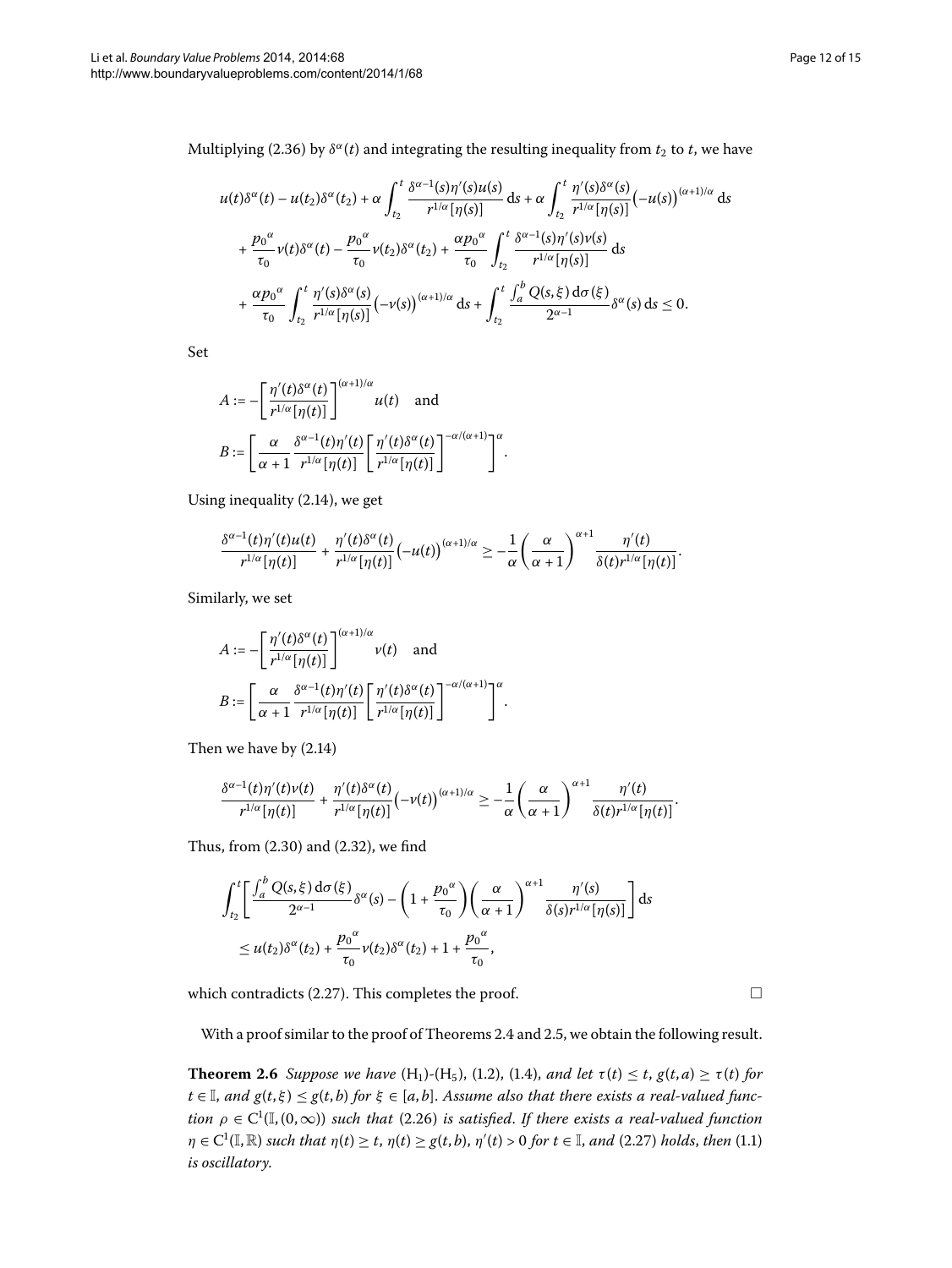Multiplying (2.36) by $\delta^\alpha(t)$ and integrating the resulting inequality from $t_2$ to $t$, we have

$$
\begin{aligned}
&u(t)\delta^\alpha(t) - u(t_2)\delta^\alpha(t_2) + \alpha \int_{t_2}^{t} \frac{\delta^{\alpha-1}(s)\eta'(s)u(s)}{r^{1/\alpha}[\eta(s)]}\,\mathrm{d}s + \alpha \int_{t_2}^{t} \frac{\eta'(s)\delta^\alpha(s)}{r^{1/\alpha}[\eta(s)]}\bigl(-u(s)\bigr)^{(\alpha+1)/\alpha}\,\mathrm{d}s \\
&\quad + \frac{{p_0}^\alpha}{\tau_0}v(t)\delta^\alpha(t) - \frac{{p_0}^\alpha}{\tau_0}v(t_2)\delta^\alpha(t_2) + \frac{\alpha {p_0}^\alpha}{\tau_0}\int_{t_2}^{t} \frac{\delta^{\alpha-1}(s)\eta'(s)v(s)}{r^{1/\alpha}[\eta(s)]}\,\mathrm{d}s \\
&\quad + \frac{\alpha {p_0}^\alpha}{\tau_0}\int_{t_2}^{t} \frac{\eta'(s)\delta^\alpha(s)}{r^{1/\alpha}[\eta(s)]}\bigl(-v(s)\bigr)^{(\alpha+1)/\alpha}\,\mathrm{d}s + \int_{t_2}^{t} \frac{\int_a^b Q(s,\xi)\,\mathrm{d}\sigma(\xi)}{2^{\alpha-1}}\delta^\alpha(s)\,\mathrm{d}s \le 0.
\end{aligned}
$$

Set

$$
\begin{aligned}
&A := -\left[\frac{\eta'(t)\delta^\alpha(t)}{r^{1/\alpha}[\eta(t)]}\right]^{(\alpha+1)/\alpha} u(t) \quad \text{and} \\
&B := \left[\frac{\alpha}{\alpha+1}\frac{\delta^{\alpha-1}(t)\eta'(t)}{r^{1/\alpha}[\eta(t)]}\left[\frac{\eta'(t)\delta^\alpha(t)}{r^{1/\alpha}[\eta(t)]}\right]^{-\alpha/(\alpha+1)}\right]^\alpha.
\end{aligned}
$$

Using inequality (2.14), we get

$$
\frac{\delta^{\alpha-1}(t)\eta'(t)u(t)}{r^{1/\alpha}[\eta(t)]} + \frac{\eta'(t)\delta^\alpha(t)}{r^{1/\alpha}[\eta(t)]}\bigl(-u(t)\bigr)^{(\alpha+1)/\alpha} \ge -\frac{1}{\alpha}\left(\frac{\alpha}{\alpha+1}\right)^{\alpha+1}\frac{\eta'(t)}{\delta(t)r^{1/\alpha}[\eta(t)]}.
$$

Similarly, we set

$$
\begin{aligned}
&A := -\left[\frac{\eta'(t)\delta^\alpha(t)}{r^{1/\alpha}[\eta(t)]}\right]^{(\alpha+1)/\alpha} v(t) \quad \text{and} \\
&B := \left[\frac{\alpha}{\alpha+1}\frac{\delta^{\alpha-1}(t)\eta'(t)}{r^{1/\alpha}[\eta(t)]}\left[\frac{\eta'(t)\delta^\alpha(t)}{r^{1/\alpha}[\eta(t)]}\right]^{-\alpha/(\alpha+1)}\right]^\alpha.
\end{aligned}
$$

Then we have by (2.14)

$$
\frac{\delta^{\alpha-1}(t)\eta'(t)v(t)}{r^{1/\alpha}[\eta(t)]} + \frac{\eta'(t)\delta^\alpha(t)}{r^{1/\alpha}[\eta(t)]}\bigl(-v(t)\bigr)^{(\alpha+1)/\alpha} \ge -\frac{1}{\alpha}\left(\frac{\alpha}{\alpha+1}\right)^{\alpha+1}\frac{\eta'(t)}{\delta(t)r^{1/\alpha}[\eta(t)]}.
$$

Thus, from (2.30) and (2.32), we find

$$
\begin{aligned}
&\int_{t_2}^{t}\left[\frac{\int_a^b Q(s,\xi)\,\mathrm{d}\sigma(\xi)}{2^{\alpha-1}}\delta^\alpha(s) - \left(1 + \frac{{p_0}^\alpha}{\tau_0}\right)\left(\frac{\alpha}{\alpha+1}\right)^{\alpha+1}\frac{\eta'(s)}{\delta(s)r^{1/\alpha}[\eta(s)]}\right]\mathrm{d}s \\
&\quad \le u(t_2)\delta^\alpha(t_2) + \frac{{p_0}^\alpha}{\tau_0}v(t_2)\delta^\alpha(t_2) + 1 + \frac{{p_0}^\alpha}{\tau_0},
\end{aligned}
$$

which contradicts (2.27). This completes the proof. □

With a proof similar to the proof of Theorems 2.4 and 2.5, we obtain the following result.

**Theorem 2.6** *Suppose we have* ($\mathrm{H}_1$)-($\mathrm{H}_5$), (1.2), (1.4), *and let* $\tau(t) \le t$, $g(t,a) \ge \tau(t)$ *for* $t \in \mathbb{I}$, *and* $g(t,\xi) \le g(t,b)$ *for* $\xi \in [a,b]$. *Assume also that there exists a real-valued function* $\rho \in \mathrm{C}^1(\mathbb{I},(0,\infty))$ *such that* (2.26) *is satisfied. If there exists a real-valued function* $\eta \in \mathrm{C}^1(\mathbb{I},\mathbb{R})$ *such that* $\eta(t) \ge t$, $\eta(t) \ge g(t,b)$, $\eta'(t) > 0$ *for* $t \in \mathbb{I}$, *and* (2.27) *holds, then* (1.1) *is oscillatory.*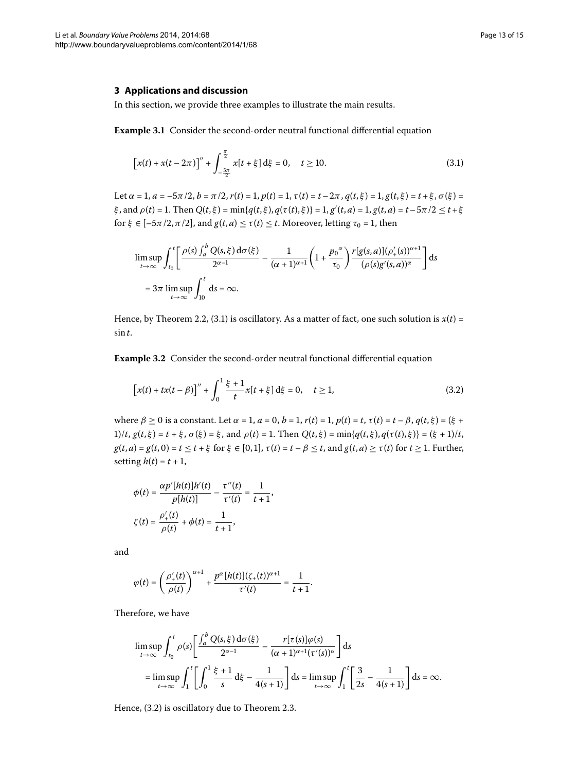## 3 Applications and discussion

In this section, we provide three examples to illustrate the main results.

**Example 3.1** Consider the second-order neutral functional differential equation

$$\left[x(t) + x(t - 2\pi)\right]'' + \int_{-\frac{5\pi}{2}}^{\frac{\pi}{2}} x[t + \xi]\,\mathrm{d}\xi = 0, \quad t \geq 10. \tag{3.1}$$

Let $\alpha = 1$, $a = -5\pi/2$, $b = \pi/2$, $r(t) = 1$, $p(t) = 1$, $\tau(t) = t - 2\pi$, $q(t,\xi) = 1$, $g(t,\xi) = t + \xi$, $\sigma(\xi) = \xi$, and $\rho(t) = 1$. Then $Q(t,\xi) = \min\{q(t,\xi), q(\tau(t),\xi)\} = 1$, $g'(t,a) = 1$, $g(t,a) = t - 5\pi/2 \leq t + \xi$ for $\xi \in [-5\pi/2, \pi/2]$, and $g(t,a) \leq \tau(t) \leq t$. Moreover, letting $\tau_0 = 1$, then

$$\begin{aligned}
&\limsup_{t\to\infty} \int_{t_0}^{t} \left[\frac{\rho(s)\int_a^b Q(s,\xi)\,\mathrm{d}\sigma(\xi)}{2^{\alpha-1}} - \frac{1}{(\alpha+1)^{\alpha+1}}\left(1 + \frac{p_0{}^{\alpha}}{\tau_0}\right)\frac{r[g(s,a)](\rho'_+(s))^{\alpha+1}}{(\rho(s)g'(s,a))^{\alpha}}\right]\mathrm{d}s \\
&\quad = 3\pi \limsup_{t\to\infty} \int_{10}^{t} \mathrm{d}s = \infty.
\end{aligned}$$

Hence, by Theorem 2.2, (3.1) is oscillatory. As a matter of fact, one such solution is $x(t) = \sin t$.

**Example 3.2** Consider the second-order neutral functional differential equation

$$\left[x(t) + tx(t - \beta)\right]'' + \int_0^1 \frac{\xi + 1}{t} x[t + \xi]\,\mathrm{d}\xi = 0, \quad t \geq 1, \tag{3.2}$$

where $\beta \geq 0$ is a constant. Let $\alpha = 1$, $a = 0$, $b = 1$, $r(t) = 1$, $p(t) = t$, $\tau(t) = t - \beta$, $q(t,\xi) = (\xi + 1)/t$, $g(t,\xi) = t + \xi$, $\sigma(\xi) = \xi$, and $\rho(t) = 1$. Then $Q(t,\xi) = \min\{q(t,\xi), q(\tau(t),\xi)\} = (\xi+1)/t$, $g(t,a) = g(t,0) = t \leq t + \xi$ for $\xi \in [0,1]$, $\tau(t) = t - \beta \leq t$, and $g(t,a) \geq \tau(t)$ for $t \geq 1$. Further, setting $h(t) = t + 1$,

$$\begin{aligned}
\phi(t) &= \frac{\alpha p'[h(t)]h'(t)}{p[h(t)]} - \frac{\tau''(t)}{\tau'(t)} = \frac{1}{t+1}, \\
\zeta(t) &= \frac{\rho'_+(t)}{\rho(t)} + \phi(t) = \frac{1}{t+1},
\end{aligned}$$

and

$$\varphi(t) = \left(\frac{\rho'_+(t)}{\rho(t)}\right)^{\alpha+1} + \frac{p^{\alpha}[h(t)](\zeta_+(t))^{\alpha+1}}{\tau'(t)} = \frac{1}{t+1}.$$

Therefore, we have

$$\begin{aligned}
&\limsup_{t\to\infty} \int_{t_0}^{t} \rho(s)\left[\frac{\int_a^b Q(s,\xi)\,\mathrm{d}\sigma(\xi)}{2^{\alpha-1}} - \frac{r[\tau(s)]\varphi(s)}{(\alpha+1)^{\alpha+1}(\tau'(s))^{\alpha}}\right]\mathrm{d}s \\
&\quad = \limsup_{t\to\infty} \int_1^t \left[\int_0^1 \frac{\xi+1}{s}\,\mathrm{d}\xi - \frac{1}{4(s+1)}\right]\mathrm{d}s = \limsup_{t\to\infty} \int_1^t \left[\frac{3}{2s} - \frac{1}{4(s+1)}\right]\mathrm{d}s = \infty.
\end{aligned}$$

Hence, (3.2) is oscillatory due to Theorem 2.3.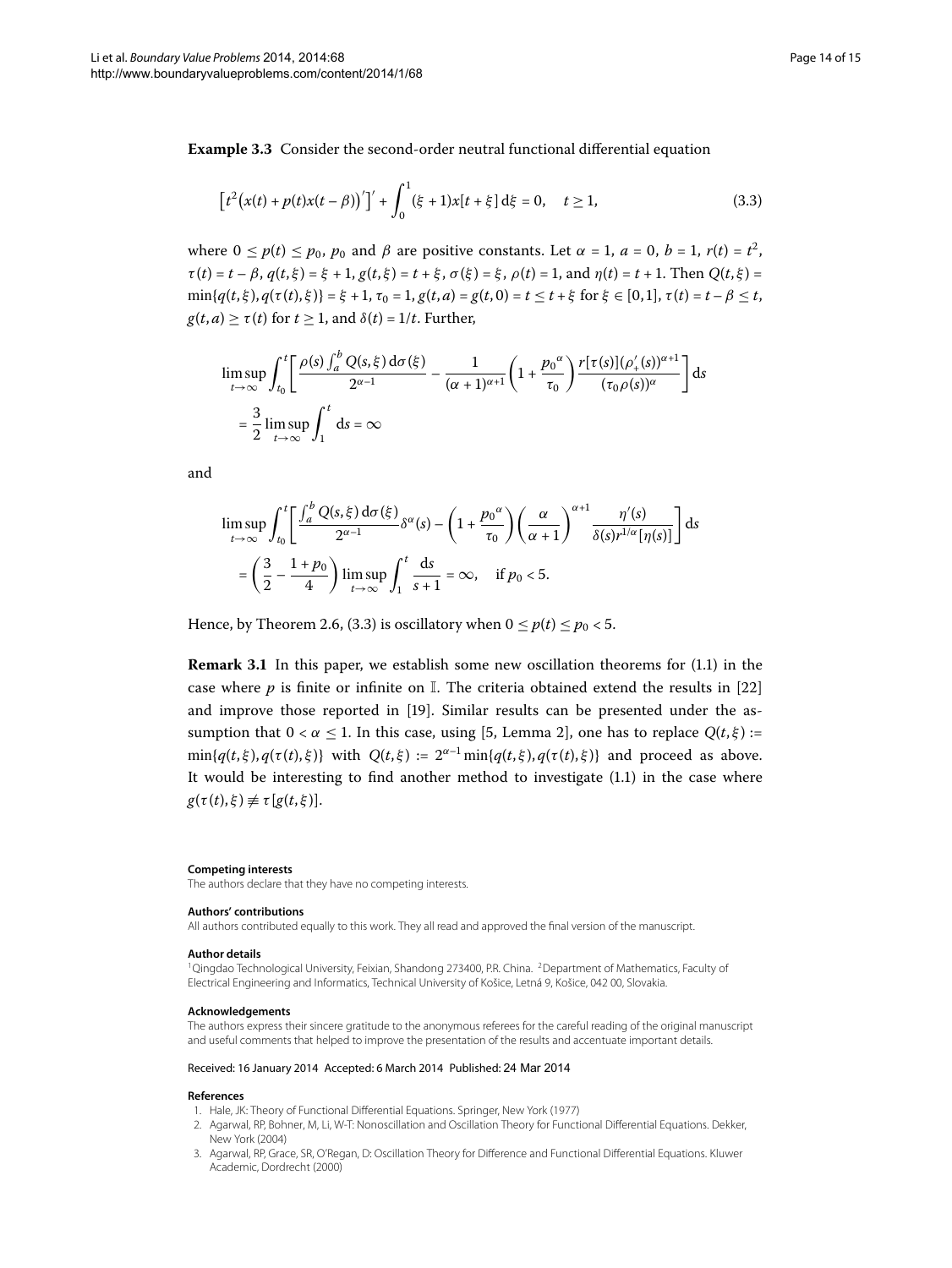**Example 3.3** Consider the second-order neutral functional differential equation

$$\left[t^2\big(x(t) + p(t)x(t-\beta)\big)'\right]' + \int_0^1 (\xi+1)x[t+\xi]\,\mathrm{d}\xi = 0, \quad t \geq 1, \tag{3.3}$$

where $0 \leq p(t) \leq p_0$, $p_0$ and $\beta$ are positive constants. Let $\alpha = 1$, $a = 0$, $b = 1$, $r(t) = t^2$, $\tau(t) = t - \beta$, $q(t,\xi) = \xi + 1$, $g(t,\xi) = t + \xi$, $\sigma(\xi) = \xi$, $\rho(t) = 1$, and $\eta(t) = t + 1$. Then $Q(t,\xi) = \min\{q(t,\xi), q(\tau(t),\xi)\} = \xi + 1$, $\tau_0 = 1$, $g(t,a) = g(t,0) = t \leq t + \xi$ for $\xi \in [0,1]$, $\tau(t) = t - \beta \leq t$, $g(t,a) \geq \tau(t)$ for $t \geq 1$, and $\delta(t) = 1/t$. Further,

$$\begin{aligned}
&\limsup_{t\to\infty} \int_{t_0}^{t} \left[\frac{\rho(s)\int_a^b Q(s,\xi)\,\mathrm{d}\sigma(\xi)}{2^{\alpha-1}} - \frac{1}{(\alpha+1)^{\alpha+1}}\left(1 + \frac{p_0{}^{\alpha}}{\tau_0}\right)\frac{r[\tau(s)](\rho'_+(s))^{\alpha+1}}{(\tau_0\rho(s))^{\alpha}}\right]\mathrm{d}s \\
&\quad = \frac{3}{2}\limsup_{t\to\infty}\int_1^t \mathrm{d}s = \infty
\end{aligned}$$

and

$$\begin{aligned}
&\limsup_{t\to\infty} \int_{t_0}^{t} \left[\frac{\int_a^b Q(s,\xi)\,\mathrm{d}\sigma(\xi)}{2^{\alpha-1}}\delta^{\alpha}(s) - \left(1 + \frac{p_0{}^{\alpha}}{\tau_0}\right)\left(\frac{\alpha}{\alpha+1}\right)^{\alpha+1}\frac{\eta'(s)}{\delta(s)r^{1/\alpha}[\eta(s)]}\right]\mathrm{d}s \\
&\quad = \left(\frac{3}{2} - \frac{1+p_0}{4}\right)\limsup_{t\to\infty}\int_1^t \frac{\mathrm{d}s}{s+1} = \infty, \quad \text{if } p_0 < 5.
\end{aligned}$$

Hence, by Theorem 2.6, (3.3) is oscillatory when $0 \leq p(t) \leq p_0 < 5$.

**Remark 3.1** In this paper, we establish some new oscillation theorems for (1.1) in the case where $p$ is finite or infinite on $\mathbb{I}$. The criteria obtained extend the results in [22] and improve those reported in [19]. Similar results can be presented under the assumption that $0 < \alpha \leq 1$. In this case, using [5, Lemma 2], one has to replace $Q(t,\xi) := \min\{q(t,\xi), q(\tau(t),\xi)\}$ with $Q(t,\xi) := 2^{\alpha-1}\min\{q(t,\xi), q(\tau(t),\xi)\}$ and proceed as above. It would be interesting to find another method to investigate (1.1) in the case where $g(\tau(t),\xi) \not\equiv \tau[g(t,\xi)]$.

#### Competing interests

The authors declare that they have no competing interests.

#### Authors' contributions

All authors contributed equally to this work. They all read and approved the final version of the manuscript.

#### Author details

[1]Qingdao Technological University, Feixian, Shandong 273400, P.R. China. [2]Department of Mathematics, Faculty of Electrical Engineering and Informatics, Technical University of Košice, Letná 9, Košice, 042 00, Slovakia.

#### Acknowledgements

The authors express their sincere gratitude to the anonymous referees for the careful reading of the original manuscript and useful comments that helped to improve the presentation of the results and accentuate important details.

Received: 16 January 2014 Accepted: 6 March 2014 Published: 24 Mar 2014

#### References

1. Hale, JK: Theory of Functional Differential Equations. Springer, New York (1977)
2. Agarwal, RP, Bohner, M, Li, W-T: Nonoscillation and Oscillation Theory for Functional Differential Equations. Dekker, New York (2004)
3. Agarwal, RP, Grace, SR, O'Regan, D: Oscillation Theory for Difference and Functional Differential Equations. Kluwer Academic, Dordrecht (2000)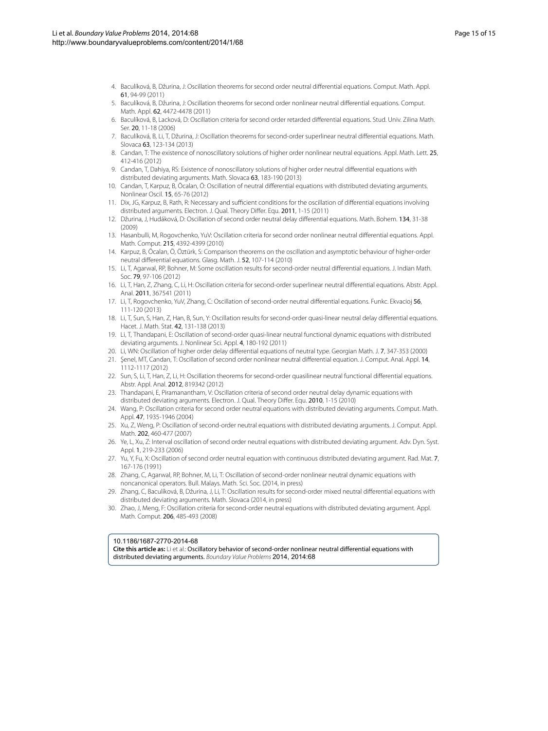4. Baculíková, B, Džurina, J: Oscillation theorems for second order neutral differential equations. Comput. Math. Appl. **61**, 94-99 (2011)
5. Baculíková, B, Džurina, J: Oscillation theorems for second order nonlinear neutral differential equations. Comput. Math. Appl. **62**, 4472-4478 (2011)
6. Baculíková, B, Lacková, D: Oscillation criteria for second order retarded differential equations. Stud. Univ. Žilina Math. Ser. **20**, 11-18 (2006)
7. Baculíková, B, Li, T, Džurina, J: Oscillation theorems for second-order superlinear neutral differential equations. Math. Slovaca **63**, 123-134 (2013)
8. Candan, T: The existence of nonoscillatory solutions of higher order nonlinear neutral equations. Appl. Math. Lett. **25**, 412-416 (2012)
9. Candan, T, Dahiya, RS: Existence of nonoscillatory solutions of higher order neutral differential equations with distributed deviating arguments. Math. Slovaca **63**, 183-190 (2013)
10. Candan, T, Karpuz, B, Öcalan, Ö: Oscillation of neutral differential equations with distributed deviating arguments. Nonlinear Oscil. **15**, 65-76 (2012)
11. Dix, JG, Karpuz, B, Rath, R: Necessary and sufficient conditions for the oscillation of differential equations involving distributed arguments. Electron. J. Qual. Theory Differ. Equ. **2011**, 1-15 (2011)
12. Džurina, J, Hudáková, D: Oscillation of second order neutral delay differential equations. Math. Bohem. **134**, 31-38 (2009)
13. Hasanbulli, M, Rogovchenko, YuV: Oscillation criteria for second order nonlinear neutral differential equations. Appl. Math. Comput. **215**, 4392-4399 (2010)
14. Karpuz, B, Öcalan, Ö, Öztürk, S: Comparison theorems on the oscillation and asymptotic behaviour of higher-order neutral differential equations. Glasg. Math. J. **52**, 107-114 (2010)
15. Li, T, Agarwal, RP, Bohner, M: Some oscillation results for second-order neutral differential equations. J. Indian Math. Soc. **79**, 97-106 (2012)
16. Li, T, Han, Z, Zhang, C, Li, H: Oscillation criteria for second-order superlinear neutral differential equations. Abstr. Appl. Anal. **2011**, 367541 (2011)
17. Li, T, Rogovchenko, YuV, Zhang, C: Oscillation of second-order neutral differential equations. Funkc. Ekvacioj **56**, 111-120 (2013)
18. Li, T, Sun, S, Han, Z, Han, B, Sun, Y: Oscillation results for second-order quasi-linear neutral delay differential equations. Hacet. J. Math. Stat. **42**, 131-138 (2013)
19. Li, T, Thandapani, E: Oscillation of second-order quasi-linear neutral functional dynamic equations with distributed deviating arguments. J. Nonlinear Sci. Appl. **4**, 180-192 (2011)
20. Li, WN: Oscillation of higher order delay differential equations of neutral type. Georgian Math. J. **7**, 347-353 (2000)
21. Şenel, MT, Candan, T: Oscillation of second order nonlinear neutral differential equation. J. Comput. Anal. Appl. **14**, 1112-1117 (2012)
22. Sun, S, Li, T, Han, Z, Li, H: Oscillation theorems for second-order quasilinear neutral functional differential equations. Abstr. Appl. Anal. **2012**, 819342 (2012)
23. Thandapani, E, Piramanantham, V: Oscillation criteria of second order neutral delay dynamic equations with distributed deviating arguments. Electron. J. Qual. Theory Differ. Equ. **2010**, 1-15 (2010)
24. Wang, P: Oscillation criteria for second order neutral equations with distributed deviating arguments. Comput. Math. Appl. **47**, 1935-1946 (2004)
25. Xu, Z, Weng, P: Oscillation of second-order neutral equations with distributed deviating arguments. J. Comput. Appl. Math. **202**, 460-477 (2007)
26. Ye, L, Xu, Z: Interval oscillation of second order neutral equations with distributed deviating argument. Adv. Dyn. Syst. Appl. **1**, 219-233 (2006)
27. Yu, Y, Fu, X: Oscillation of second order neutral equation with continuous distributed deviating argument. Rad. Mat. **7**, 167-176 (1991)
28. Zhang, C, Agarwal, RP, Bohner, M, Li, T: Oscillation of second-order nonlinear neutral dynamic equations with noncanonical operators. Bull. Malays. Math. Sci. Soc. (2014, in press)
29. Zhang, C, Baculíková, B, Džurina, J, Li, T: Oscillation results for second-order mixed neutral differential equations with distributed deviating arguments. Math. Slovaca (2014, in press)
30. Zhao, J, Meng, F: Oscillation criteria for second-order neutral equations with distributed deviating argument. Appl. Math. Comput. **206**, 485-493 (2008)

10.1186/1687-2770-2014-68
**Cite this article as:** Li et al.: Oscillatory behavior of second-order nonlinear neutral differential equations with distributed deviating arguments. *Boundary Value Problems* 2014, 2014:68